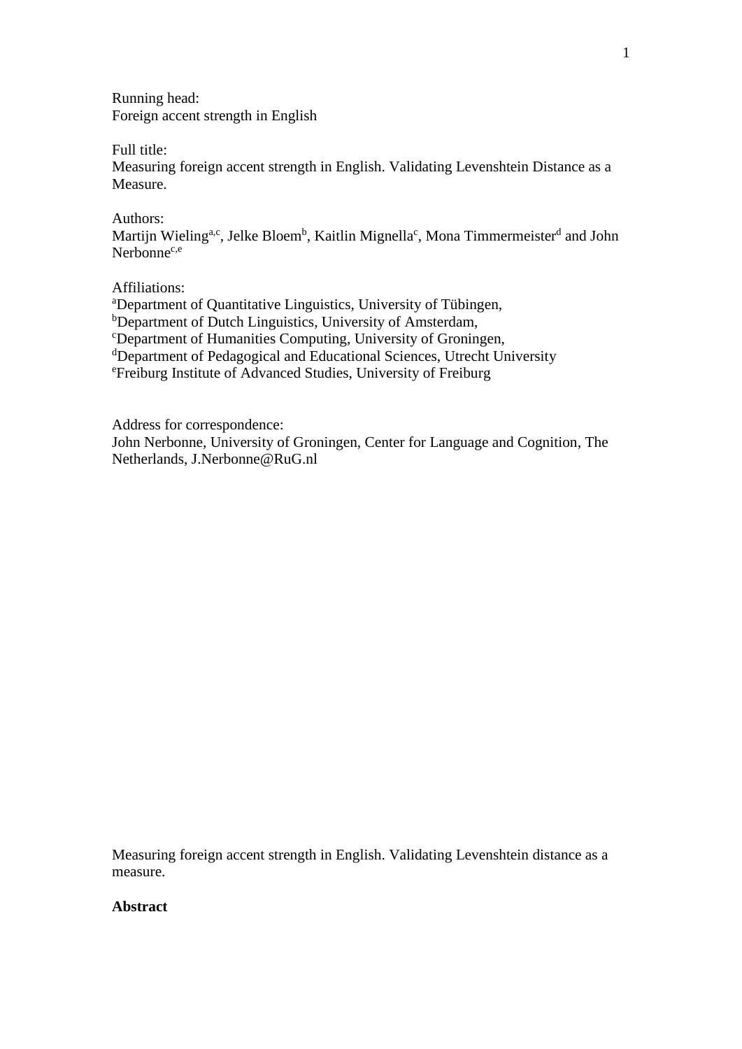Running head:
Foreign accent strength in English

Full title:
Measuring foreign accent strength in English. Validating Levenshtein Distance as a Measure.

Authors:
Martijn Wieling[a,c], Jelke Bloem[b], Kaitlin Mignella[c], Mona Timmermeister[d] and John Nerbonne[c,e]

Affiliations:
[a]Department of Quantitative Linguistics, University of Tübingen,
[b]Department of Dutch Linguistics, University of Amsterdam,
[c]Department of Humanities Computing, University of Groningen,
[d]Department of Pedagogical and Educational Sciences, Utrecht University
[e]Freiburg Institute of Advanced Studies, University of Freiburg

Address for correspondence:
John Nerbonne, University of Groningen, Center for Language and Cognition, The Netherlands, J.Nerbonne@RuG.nl

Measuring foreign accent strength in English. Validating Levenshtein distance as a measure.

**Abstract**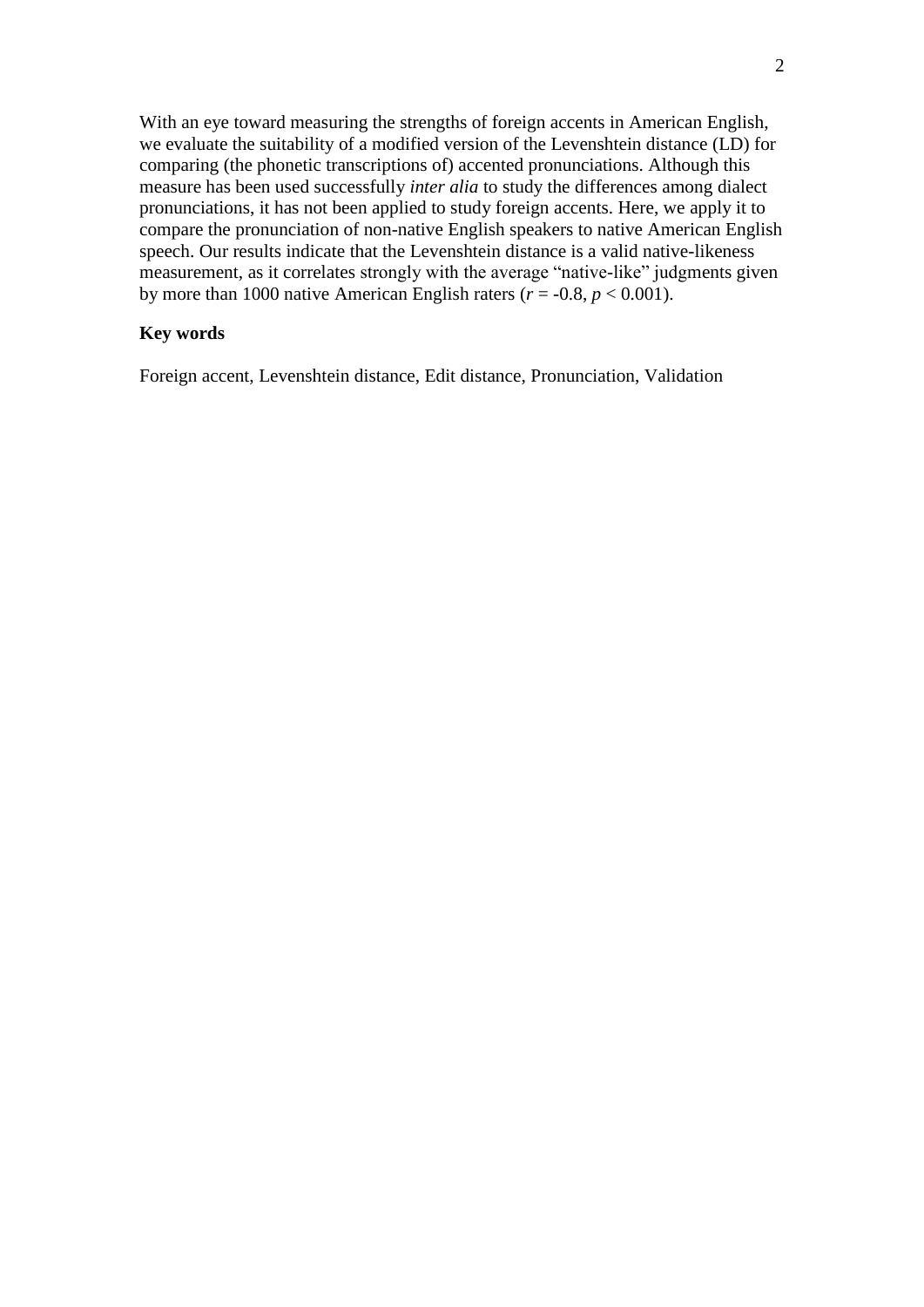With an eye toward measuring the strengths of foreign accents in American English, we evaluate the suitability of a modified version of the Levenshtein distance (LD) for comparing (the phonetic transcriptions of) accented pronunciations. Although this measure has been used successfully *inter alia* to study the differences among dialect pronunciations, it has not been applied to study foreign accents. Here, we apply it to compare the pronunciation of non-native English speakers to native American English speech. Our results indicate that the Levenshtein distance is a valid native-likeness measurement, as it correlates strongly with the average "native-like" judgments given by more than 1000 native American English raters ($r = -0.8$, $p < 0.001$).

**Key words**

Foreign accent, Levenshtein distance, Edit distance, Pronunciation, Validation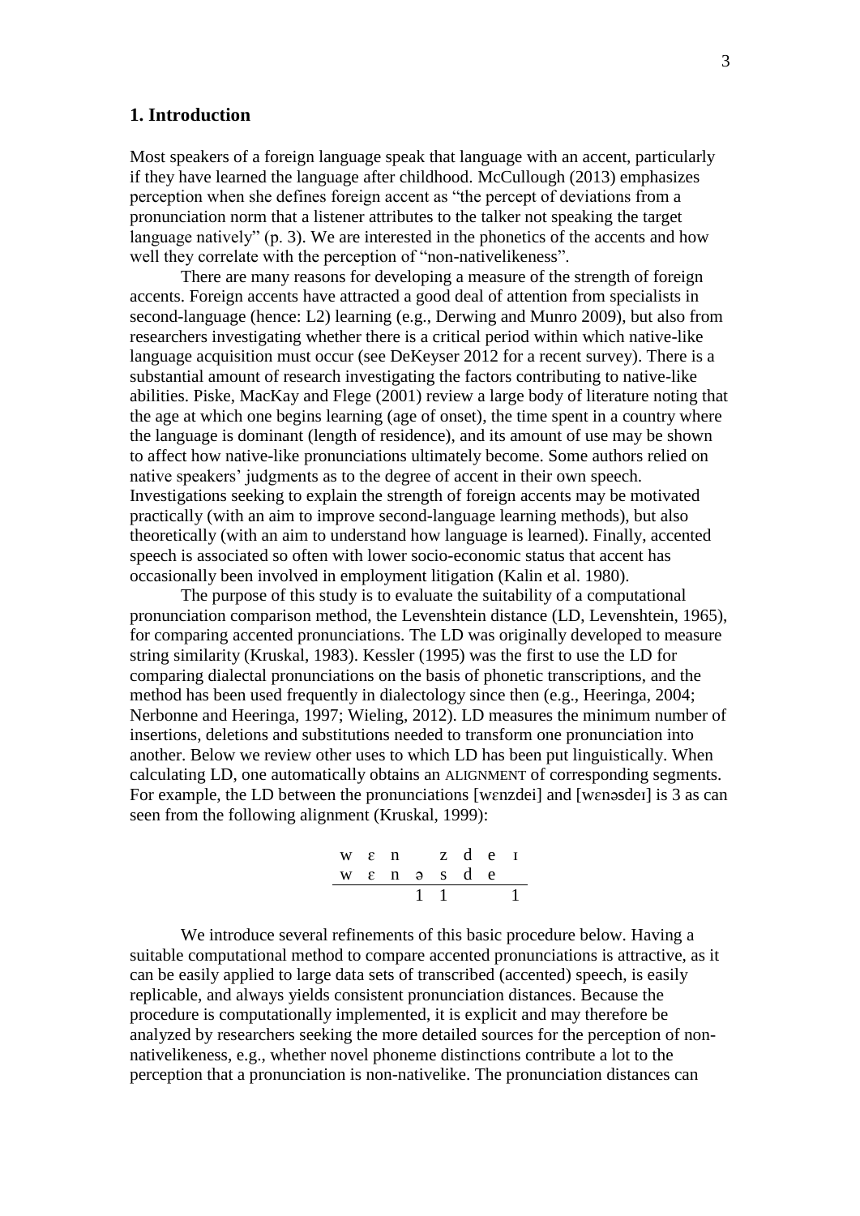## 1. Introduction

Most speakers of a foreign language speak that language with an accent, particularly if they have learned the language after childhood. McCullough (2013) emphasizes perception when she defines foreign accent as "the percept of deviations from a pronunciation norm that a listener attributes to the talker not speaking the target language natively" (p. 3). We are interested in the phonetics of the accents and how well they correlate with the perception of "non-nativelikeness".

There are many reasons for developing a measure of the strength of foreign accents. Foreign accents have attracted a good deal of attention from specialists in second-language (hence: L2) learning (e.g., Derwing and Munro 2009), but also from researchers investigating whether there is a critical period within which native-like language acquisition must occur (see DeKeyser 2012 for a recent survey). There is a substantial amount of research investigating the factors contributing to native-like abilities. Piske, MacKay and Flege (2001) review a large body of literature noting that the age at which one begins learning (age of onset), the time spent in a country where the language is dominant (length of residence), and its amount of use may be shown to affect how native-like pronunciations ultimately become. Some authors relied on native speakers' judgments as to the degree of accent in their own speech. Investigations seeking to explain the strength of foreign accents may be motivated practically (with an aim to improve second-language learning methods), but also theoretically (with an aim to understand how language is learned). Finally, accented speech is associated so often with lower socio-economic status that accent has occasionally been involved in employment litigation (Kalin et al. 1980).

The purpose of this study is to evaluate the suitability of a computational pronunciation comparison method, the Levenshtein distance (LD, Levenshtein, 1965), for comparing accented pronunciations. The LD was originally developed to measure string similarity (Kruskal, 1983). Kessler (1995) was the first to use the LD for comparing dialectal pronunciations on the basis of phonetic transcriptions, and the method has been used frequently in dialectology since then (e.g., Heeringa, 2004; Nerbonne and Heeringa, 1997; Wieling, 2012). LD measures the minimum number of insertions, deletions and substitutions needed to transform one pronunciation into another. Below we review other uses to which LD has been put linguistically. When calculating LD, one automatically obtains an ALIGNMENT of corresponding segments. For example, the LD between the pronunciations [wɛnzdei] and [wɛnəsdeɪ] is 3 as can seen from the following alignment (Kruskal, 1999):

| w | ɛ | n |   | z | d | e | ɪ |
|---|---|---|---|---|---|---|---|
| w | ɛ | n | ə | s | d | e |   |
|   |   |   | 1 | 1 |   |   | 1 |

We introduce several refinements of this basic procedure below. Having a suitable computational method to compare accented pronunciations is attractive, as it can be easily applied to large data sets of transcribed (accented) speech, is easily replicable, and always yields consistent pronunciation distances. Because the procedure is computationally implemented, it is explicit and may therefore be analyzed by researchers seeking the more detailed sources for the perception of non-nativelikeness, e.g., whether novel phoneme distinctions contribute a lot to the perception that a pronunciation is non-nativelike. The pronunciation distances can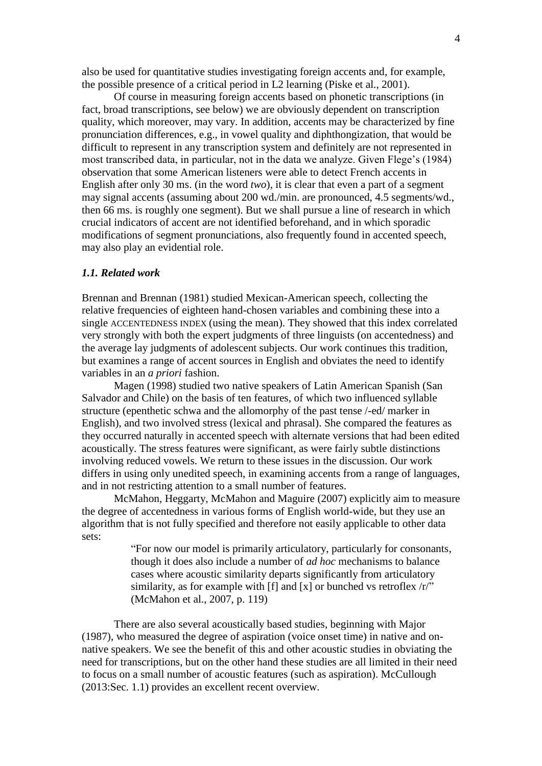also be used for quantitative studies investigating foreign accents and, for example, the possible presence of a critical period in L2 learning (Piske et al., 2001).

Of course in measuring foreign accents based on phonetic transcriptions (in fact, broad transcriptions, see below) we are obviously dependent on transcription quality, which moreover, may vary. In addition, accents may be characterized by fine pronunciation differences, e.g., in vowel quality and diphthongization, that would be difficult to represent in any transcription system and definitely are not represented in most transcribed data, in particular, not in the data we analyze. Given Flege's (1984) observation that some American listeners were able to detect French accents in English after only 30 ms. (in the word *two*), it is clear that even a part of a segment may signal accents (assuming about 200 wd./min. are pronounced, 4.5 segments/wd., then 66 ms. is roughly one segment). But we shall pursue a line of research in which crucial indicators of accent are not identified beforehand, and in which sporadic modifications of segment pronunciations, also frequently found in accented speech, may also play an evidential role.

### *1.1. Related work*

Brennan and Brennan (1981) studied Mexican-American speech, collecting the relative frequencies of eighteen hand-chosen variables and combining these into a single ACCENTEDNESS INDEX (using the mean). They showed that this index correlated very strongly with both the expert judgments of three linguists (on accentedness) and the average lay judgments of adolescent subjects. Our work continues this tradition, but examines a range of accent sources in English and obviates the need to identify variables in an *a priori* fashion.

Magen (1998) studied two native speakers of Latin American Spanish (San Salvador and Chile) on the basis of ten features, of which two influenced syllable structure (epenthetic schwa and the allomorphy of the past tense /-ed/ marker in English), and two involved stress (lexical and phrasal). She compared the features as they occurred naturally in accented speech with alternate versions that had been edited acoustically. The stress features were significant, as were fairly subtle distinctions involving reduced vowels. We return to these issues in the discussion. Our work differs in using only unedited speech, in examining accents from a range of languages, and in not restricting attention to a small number of features.

McMahon, Heggarty, McMahon and Maguire (2007) explicitly aim to measure the degree of accentedness in various forms of English world-wide, but they use an algorithm that is not fully specified and therefore not easily applicable to other data sets:

> "For now our model is primarily articulatory, particularly for consonants, though it does also include a number of *ad hoc* mechanisms to balance cases where acoustic similarity departs significantly from articulatory similarity, as for example with [f] and [x] or bunched vs retroflex /r/" (McMahon et al., 2007, p. 119)

There are also several acoustically based studies, beginning with Major (1987), who measured the degree of aspiration (voice onset time) in native and on-native speakers. We see the benefit of this and other acoustic studies in obviating the need for transcriptions, but on the other hand these studies are all limited in their need to focus on a small number of acoustic features (such as aspiration). McCullough (2013:Sec. 1.1) provides an excellent recent overview.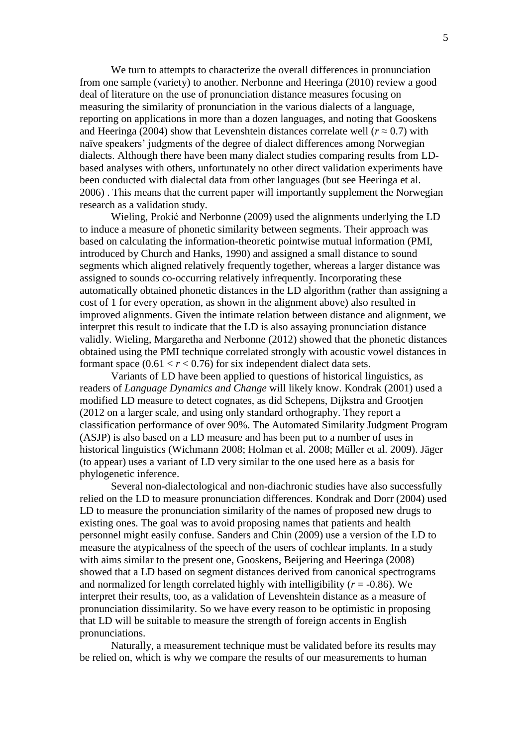We turn to attempts to characterize the overall differences in pronunciation from one sample (variety) to another. Nerbonne and Heeringa (2010) review a good deal of literature on the use of pronunciation distance measures focusing on measuring the similarity of pronunciation in the various dialects of a language, reporting on applications in more than a dozen languages, and noting that Gooskens and Heeringa (2004) show that Levenshtein distances correlate well ($r \approx 0.7$) with naïve speakers' judgments of the degree of dialect differences among Norwegian dialects. Although there have been many dialect studies comparing results from LD-based analyses with others, unfortunately no other direct validation experiments have been conducted with dialectal data from other languages (but see Heeringa et al. 2006) . This means that the current paper will importantly supplement the Norwegian research as a validation study.

Wieling, Prokić and Nerbonne (2009) used the alignments underlying the LD to induce a measure of phonetic similarity between segments. Their approach was based on calculating the information-theoretic pointwise mutual information (PMI, introduced by Church and Hanks, 1990) and assigned a small distance to sound segments which aligned relatively frequently together, whereas a larger distance was assigned to sounds co-occurring relatively infrequently. Incorporating these automatically obtained phonetic distances in the LD algorithm (rather than assigning a cost of 1 for every operation, as shown in the alignment above) also resulted in improved alignments. Given the intimate relation between distance and alignment, we interpret this result to indicate that the LD is also assaying pronunciation distance validly. Wieling, Margaretha and Nerbonne (2012) showed that the phonetic distances obtained using the PMI technique correlated strongly with acoustic vowel distances in formant space ($0.61 < r < 0.76$) for six independent dialect data sets.

Variants of LD have been applied to questions of historical linguistics, as readers of *Language Dynamics and Change* will likely know. Kondrak (2001) used a modified LD measure to detect cognates, as did Schepens, Dijkstra and Grootjen (2012 on a larger scale, and using only standard orthography. They report a classification performance of over 90%. The Automated Similarity Judgment Program (ASJP) is also based on a LD measure and has been put to a number of uses in historical linguistics (Wichmann 2008; Holman et al. 2008; Müller et al. 2009). Jäger (to appear) uses a variant of LD very similar to the one used here as a basis for phylogenetic inference.

Several non-dialectological and non-diachronic studies have also successfully relied on the LD to measure pronunciation differences. Kondrak and Dorr (2004) used LD to measure the pronunciation similarity of the names of proposed new drugs to existing ones. The goal was to avoid proposing names that patients and health personnel might easily confuse. Sanders and Chin (2009) use a version of the LD to measure the atypicalness of the speech of the users of cochlear implants. In a study with aims similar to the present one, Gooskens, Beijering and Heeringa (2008) showed that a LD based on segment distances derived from canonical spectrograms and normalized for length correlated highly with intelligibility ($r = -0.86$). We interpret their results, too, as a validation of Levenshtein distance as a measure of pronunciation dissimilarity. So we have every reason to be optimistic in proposing that LD will be suitable to measure the strength of foreign accents in English pronunciations.

Naturally, a measurement technique must be validated before its results may be relied on, which is why we compare the results of our measurements to human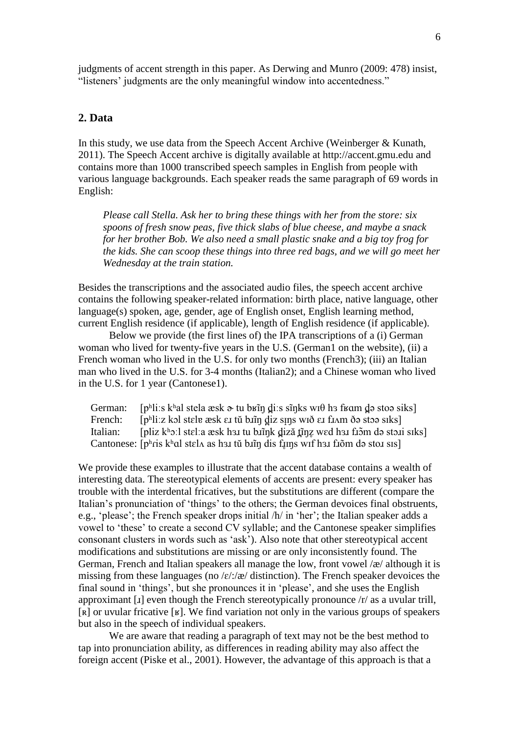judgments of accent strength in this paper. As Derwing and Munro (2009: 478) insist, "listeners' judgments are the only meaningful window into accentedness."

## 2. Data

In this study, we use data from the Speech Accent Archive (Weinberger & Kunath, 2011). The Speech Accent archive is digitally available at http://accent.gmu.edu and contains more than 1000 transcribed speech samples in English from people with various language backgrounds. Each speaker reads the same paragraph of 69 words in English:

> *Please call Stella. Ask her to bring these things with her from the store: six spoons of fresh snow peas, five thick slabs of blue cheese, and maybe a snack for her brother Bob. We also need a small plastic snake and a big toy frog for the kids. She can scoop these things into three red bags, and we will go meet her Wednesday at the train station.*

Besides the transcriptions and the associated audio files, the speech accent archive contains the following speaker-related information: birth place, native language, other language(s) spoken, age, gender, age of English onset, English learning method, current English residence (if applicable), length of English residence (if applicable).

Below we provide (the first lines of) the IPA transcriptions of a (i) German woman who lived for twenty-five years in the U.S. (German1 on the website), (ii) a French woman who lived in the U.S. for only two months (French3); (iii) an Italian man who lived in the U.S. for 3-4 months (Italian2); and a Chinese woman who lived in the U.S. for 1 year (Cantonese1).

German: [pʰliːs kʰal stela æsk ɚ tu bʁĩŋ d̪iːs sĩŋks wɪθ hɜ fʁɑm d̪ə stoə siks]
French: [pʰliːz kɔl stɛlɐ æsk ɛɹ tŭ bɹĩŋ d̪iz sɪŋs wɪð ɛɹ fɹʌm ðə stɔə sɪks]
Italian: [pliz kʰɔːl stɛːla æsk hɜɹ tu bɹĩŋk d̪iză t̪ĩŋz wɛd hɜɹ fɹɔ̃m də stɔɹi sɪks]
Cantonese: [pʰɾis kʰɑl stɛlʌ as hɜɹ tŭ bɹĩŋ dis fɪŋs wɪf hɜɹ fɹõm də stoɹ sɪs]

We provide these examples to illustrate that the accent database contains a wealth of interesting data. The stereotypical elements of accents are present: every speaker has trouble with the interdental fricatives, but the substitutions are different (compare the Italian's pronunciation of 'things' to the others; the German devoices final obstruents, e.g., 'please'; the French speaker drops initial /h/ in 'her'; the Italian speaker adds a vowel to 'these' to create a second CV syllable; and the Cantonese speaker simplifies consonant clusters in words such as 'ask'). Also note that other stereotypical accent modifications and substitutions are missing or are only inconsistently found. The German, French and Italian speakers all manage the low, front vowel /æ/ although it is missing from these languages (no /ɛ/:/æ/ distinction). The French speaker devoices the final sound in 'things', but she pronounces it in 'please', and she uses the English approximant [ɹ] even though the French stereotypically pronounce /r/ as a uvular trill, [ʀ] or uvular fricative [ʁ]. We find variation not only in the various groups of speakers but also in the speech of individual speakers.

We are aware that reading a paragraph of text may not be the best method to tap into pronunciation ability, as differences in reading ability may also affect the foreign accent (Piske et al., 2001). However, the advantage of this approach is that a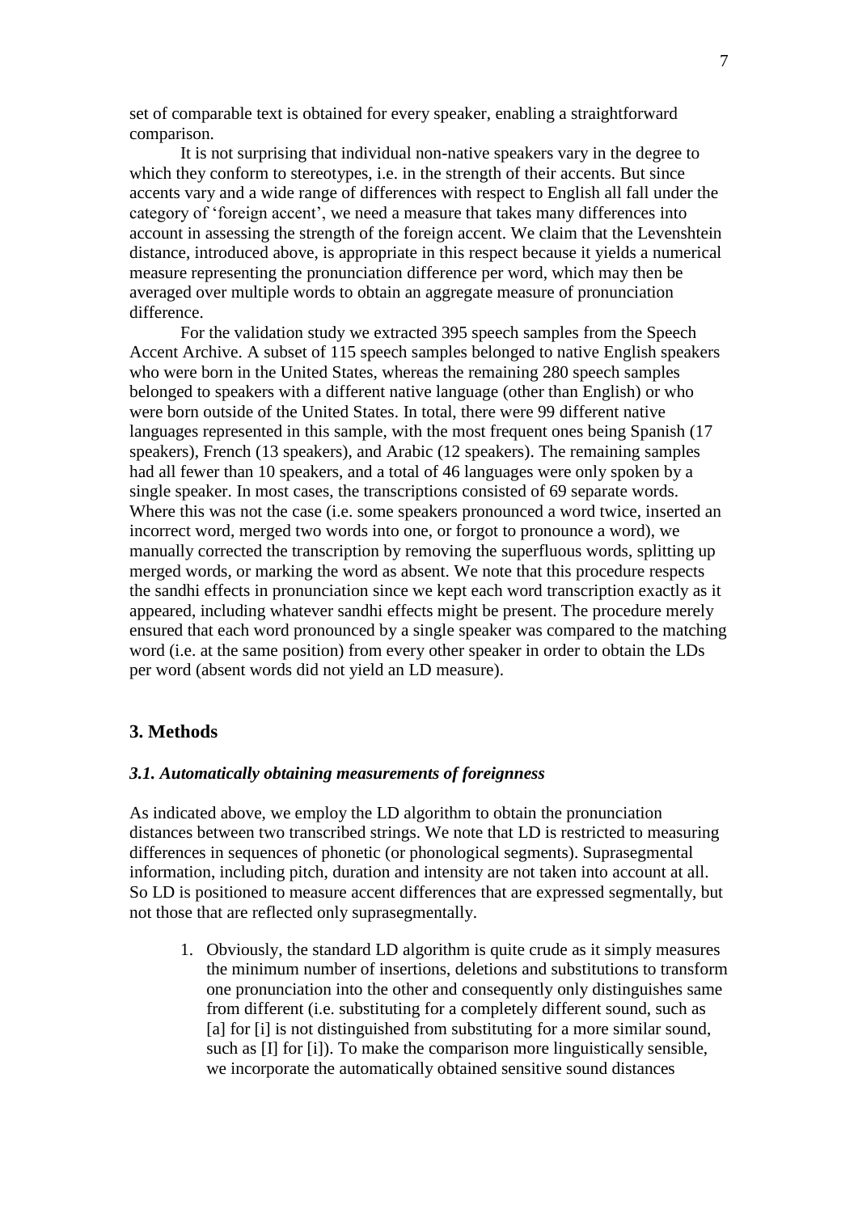set of comparable text is obtained for every speaker, enabling a straightforward comparison.

It is not surprising that individual non-native speakers vary in the degree to which they conform to stereotypes, i.e. in the strength of their accents. But since accents vary and a wide range of differences with respect to English all fall under the category of 'foreign accent', we need a measure that takes many differences into account in assessing the strength of the foreign accent. We claim that the Levenshtein distance, introduced above, is appropriate in this respect because it yields a numerical measure representing the pronunciation difference per word, which may then be averaged over multiple words to obtain an aggregate measure of pronunciation difference.

For the validation study we extracted 395 speech samples from the Speech Accent Archive. A subset of 115 speech samples belonged to native English speakers who were born in the United States, whereas the remaining 280 speech samples belonged to speakers with a different native language (other than English) or who were born outside of the United States. In total, there were 99 different native languages represented in this sample, with the most frequent ones being Spanish (17 speakers), French (13 speakers), and Arabic (12 speakers). The remaining samples had all fewer than 10 speakers, and a total of 46 languages were only spoken by a single speaker. In most cases, the transcriptions consisted of 69 separate words. Where this was not the case (i.e. some speakers pronounced a word twice, inserted an incorrect word, merged two words into one, or forgot to pronounce a word), we manually corrected the transcription by removing the superfluous words, splitting up merged words, or marking the word as absent. We note that this procedure respects the sandhi effects in pronunciation since we kept each word transcription exactly as it appeared, including whatever sandhi effects might be present. The procedure merely ensured that each word pronounced by a single speaker was compared to the matching word (i.e. at the same position) from every other speaker in order to obtain the LDs per word (absent words did not yield an LD measure).

## 3. Methods

### *3.1. Automatically obtaining measurements of foreignness*

As indicated above, we employ the LD algorithm to obtain the pronunciation distances between two transcribed strings. We note that LD is restricted to measuring differences in sequences of phonetic (or phonological segments). Suprasegmental information, including pitch, duration and intensity are not taken into account at all. So LD is positioned to measure accent differences that are expressed segmentally, but not those that are reflected only suprasegmentally.

1. Obviously, the standard LD algorithm is quite crude as it simply measures the minimum number of insertions, deletions and substitutions to transform one pronunciation into the other and consequently only distinguishes same from different (i.e. substituting for a completely different sound, such as [a] for [i] is not distinguished from substituting for a more similar sound, such as [I] for [i]). To make the comparison more linguistically sensible, we incorporate the automatically obtained sensitive sound distances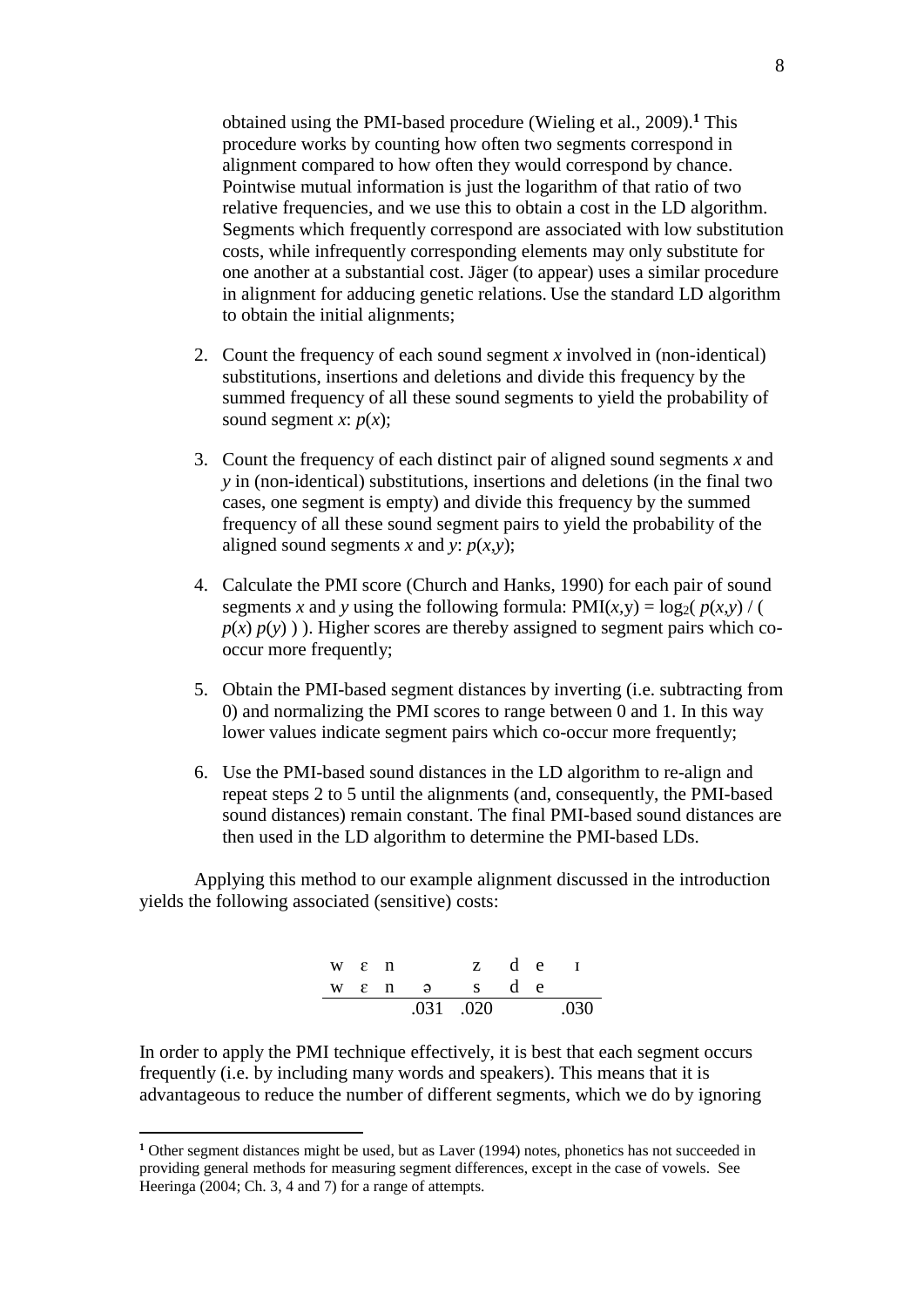obtained using the PMI-based procedure (Wieling et al., 2009).[1] This procedure works by counting how often two segments correspond in alignment compared to how often they would correspond by chance. Pointwise mutual information is just the logarithm of that ratio of two relative frequencies, and we use this to obtain a cost in the LD algorithm. Segments which frequently correspond are associated with low substitution costs, while infrequently corresponding elements may only substitute for one another at a substantial cost. Jäger (to appear) uses a similar procedure in alignment for adducing genetic relations. Use the standard LD algorithm to obtain the initial alignments;

2. Count the frequency of each sound segment *x* involved in (non-identical) substitutions, insertions and deletions and divide this frequency by the summed frequency of all these sound segments to yield the probability of sound segment *x*: $p(x)$;

3. Count the frequency of each distinct pair of aligned sound segments *x* and *y* in (non-identical) substitutions, insertions and deletions (in the final two cases, one segment is empty) and divide this frequency by the summed frequency of all these sound segment pairs to yield the probability of the aligned sound segments *x* and *y*: $p(x,y)$;

4. Calculate the PMI score (Church and Hanks, 1990) for each pair of sound segments *x* and *y* using the following formula: $\text{PMI}(x,y) = \log_2( p(x,y) / ( p(x)\, p(y) ) )$. Higher scores are thereby assigned to segment pairs which co-occur more frequently;

5. Obtain the PMI-based segment distances by inverting (i.e. subtracting from 0) and normalizing the PMI scores to range between 0 and 1. In this way lower values indicate segment pairs which co-occur more frequently;

6. Use the PMI-based sound distances in the LD algorithm to re-align and repeat steps 2 to 5 until the alignments (and, consequently, the PMI-based sound distances) remain constant. The final PMI-based sound distances are then used in the LD algorithm to determine the PMI-based LDs.

Applying this method to our example alignment discussed in the introduction yields the following associated (sensitive) costs:

| w | ɛ | n | | z | d | e | ɪ |
|---|---|---|---|---|---|---|---|
| w | ɛ | n | ə | s | d | e | |
| | | | .031 | .020 | | | .030 |

In order to apply the PMI technique effectively, it is best that each segment occurs frequently (i.e. by including many words and speakers). This means that it is advantageous to reduce the number of different segments, which we do by ignoring

[1] Other segment distances might be used, but as Laver (1994) notes, phonetics has not succeeded in providing general methods for measuring segment differences, except in the case of vowels. See Heeringa (2004; Ch. 3, 4 and 7) for a range of attempts.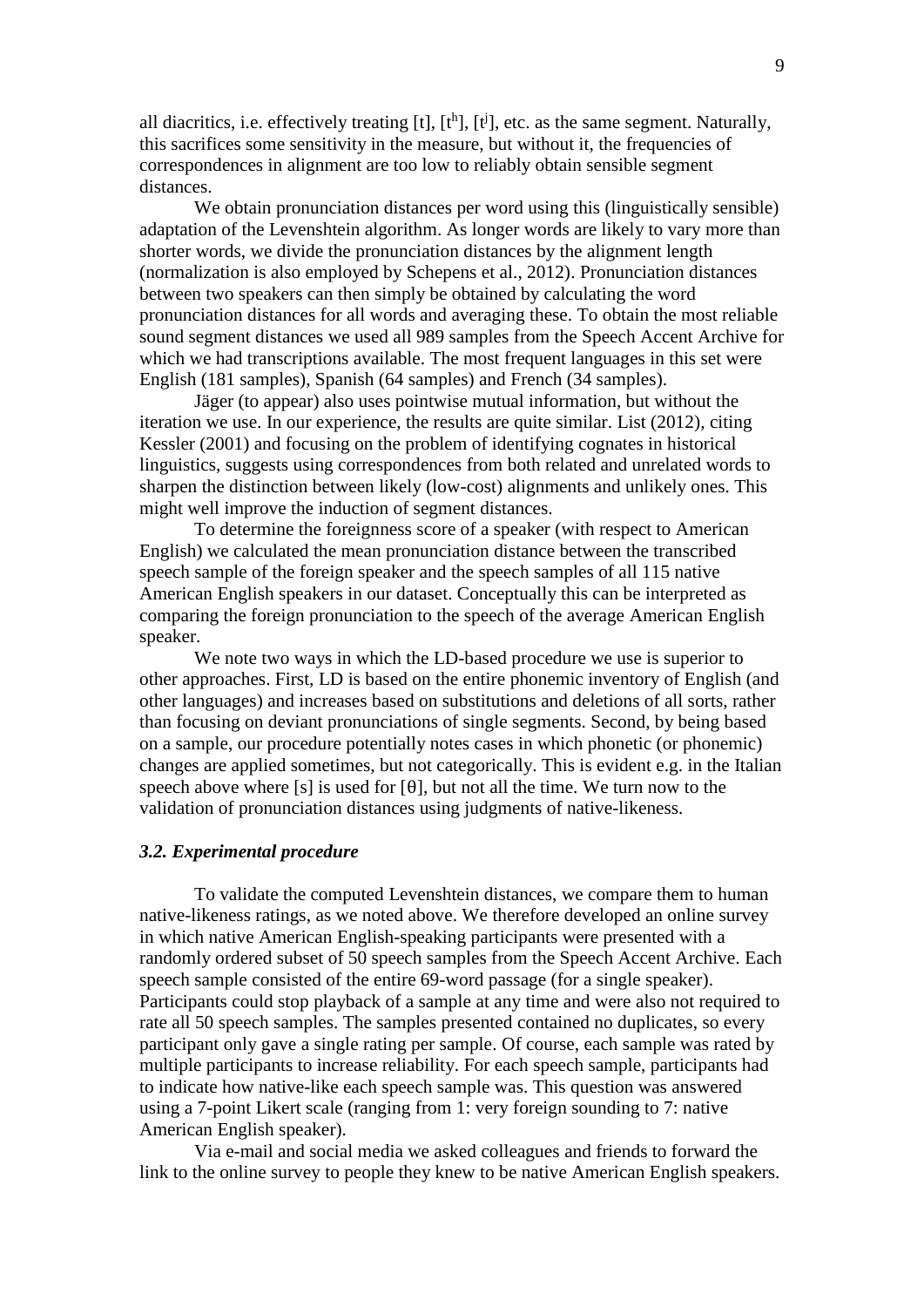all diacritics, i.e. effectively treating [t], [$t^h$], [$t^j$], etc. as the same segment. Naturally, this sacrifices some sensitivity in the measure, but without it, the frequencies of correspondences in alignment are too low to reliably obtain sensible segment distances.

We obtain pronunciation distances per word using this (linguistically sensible) adaptation of the Levenshtein algorithm. As longer words are likely to vary more than shorter words, we divide the pronunciation distances by the alignment length (normalization is also employed by Schepens et al., 2012). Pronunciation distances between two speakers can then simply be obtained by calculating the word pronunciation distances for all words and averaging these. To obtain the most reliable sound segment distances we used all 989 samples from the Speech Accent Archive for which we had transcriptions available. The most frequent languages in this set were English (181 samples), Spanish (64 samples) and French (34 samples).

Jäger (to appear) also uses pointwise mutual information, but without the iteration we use. In our experience, the results are quite similar. List (2012), citing Kessler (2001) and focusing on the problem of identifying cognates in historical linguistics, suggests using correspondences from both related and unrelated words to sharpen the distinction between likely (low-cost) alignments and unlikely ones. This might well improve the induction of segment distances.

To determine the foreignness score of a speaker (with respect to American English) we calculated the mean pronunciation distance between the transcribed speech sample of the foreign speaker and the speech samples of all 115 native American English speakers in our dataset. Conceptually this can be interpreted as comparing the foreign pronunciation to the speech of the average American English speaker.

We note two ways in which the LD-based procedure we use is superior to other approaches. First, LD is based on the entire phonemic inventory of English (and other languages) and increases based on substitutions and deletions of all sorts, rather than focusing on deviant pronunciations of single segments. Second, by being based on a sample, our procedure potentially notes cases in which phonetic (or phonemic) changes are applied sometimes, but not categorically. This is evident e.g. in the Italian speech above where [s] is used for [θ], but not all the time. We turn now to the validation of pronunciation distances using judgments of native-likeness.

### *3.2. Experimental procedure*

To validate the computed Levenshtein distances, we compare them to human native-likeness ratings, as we noted above. We therefore developed an online survey in which native American English-speaking participants were presented with a randomly ordered subset of 50 speech samples from the Speech Accent Archive. Each speech sample consisted of the entire 69-word passage (for a single speaker). Participants could stop playback of a sample at any time and were also not required to rate all 50 speech samples. The samples presented contained no duplicates, so every participant only gave a single rating per sample. Of course, each sample was rated by multiple participants to increase reliability. For each speech sample, participants had to indicate how native-like each speech sample was. This question was answered using a 7-point Likert scale (ranging from 1: very foreign sounding to 7: native American English speaker).

Via e-mail and social media we asked colleagues and friends to forward the link to the online survey to people they knew to be native American English speakers.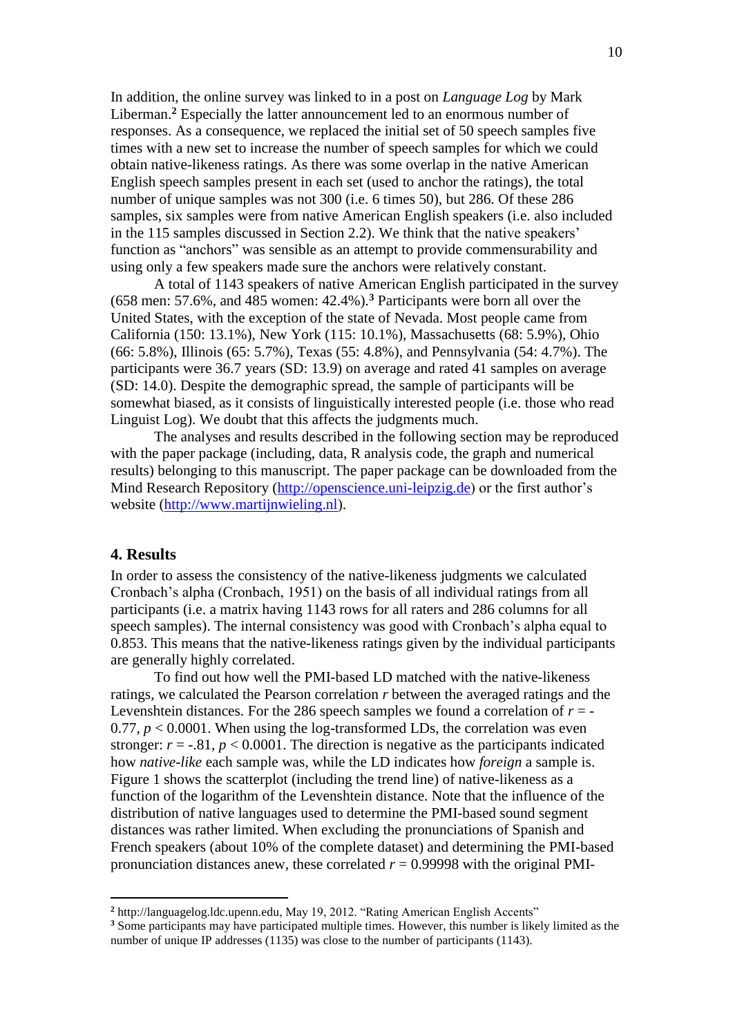In addition, the online survey was linked to in a post on *Language Log* by Mark Liberman.[2] Especially the latter announcement led to an enormous number of responses. As a consequence, we replaced the initial set of 50 speech samples five times with a new set to increase the number of speech samples for which we could obtain native-likeness ratings. As there was some overlap in the native American English speech samples present in each set (used to anchor the ratings), the total number of unique samples was not 300 (i.e. 6 times 50), but 286. Of these 286 samples, six samples were from native American English speakers (i.e. also included in the 115 samples discussed in Section 2.2). We think that the native speakers' function as "anchors" was sensible as an attempt to provide commensurability and using only a few speakers made sure the anchors were relatively constant.

A total of 1143 speakers of native American English participated in the survey (658 men: 57.6%, and 485 women: 42.4%).[3] Participants were born all over the United States, with the exception of the state of Nevada. Most people came from California (150: 13.1%), New York (115: 10.1%), Massachusetts (68: 5.9%), Ohio (66: 5.8%), Illinois (65: 5.7%), Texas (55: 4.8%), and Pennsylvania (54: 4.7%). The participants were 36.7 years (SD: 13.9) on average and rated 41 samples on average (SD: 14.0). Despite the demographic spread, the sample of participants will be somewhat biased, as it consists of linguistically interested people (i.e. those who read Linguist Log). We doubt that this affects the judgments much.

The analyses and results described in the following section may be reproduced with the paper package (including, data, R analysis code, the graph and numerical results) belonging to this manuscript. The paper package can be downloaded from the Mind Research Repository (http://openscience.uni-leipzig.de) or the first author's website (http://www.martijnwieling.nl).

## 4. Results

In order to assess the consistency of the native-likeness judgments we calculated Cronbach's alpha (Cronbach, 1951) on the basis of all individual ratings from all participants (i.e. a matrix having 1143 rows for all raters and 286 columns for all speech samples). The internal consistency was good with Cronbach's alpha equal to 0.853. This means that the native-likeness ratings given by the individual participants are generally highly correlated.

To find out how well the PMI-based LD matched with the native-likeness ratings, we calculated the Pearson correlation $r$ between the averaged ratings and the Levenshtein distances. For the 286 speech samples we found a correlation of $r = -0.77$, $p < 0.0001$. When using the log-transformed LDs, the correlation was even stronger: $r = -.81$, $p < 0.0001$. The direction is negative as the participants indicated how *native-like* each sample was, while the LD indicates how *foreign* a sample is. Figure 1 shows the scatterplot (including the trend line) of native-likeness as a function of the logarithm of the Levenshtein distance. Note that the influence of the distribution of native languages used to determine the PMI-based sound segment distances was rather limited. When excluding the pronunciations of Spanish and French speakers (about 10% of the complete dataset) and determining the PMI-based pronunciation distances anew, these correlated $r = 0.99998$ with the original PMI-

---

[2] http://languagelog.ldc.upenn.edu, May 19, 2012. "Rating American English Accents"

[3] Some participants may have participated multiple times. However, this number is likely limited as the number of unique IP addresses (1135) was close to the number of participants (1143).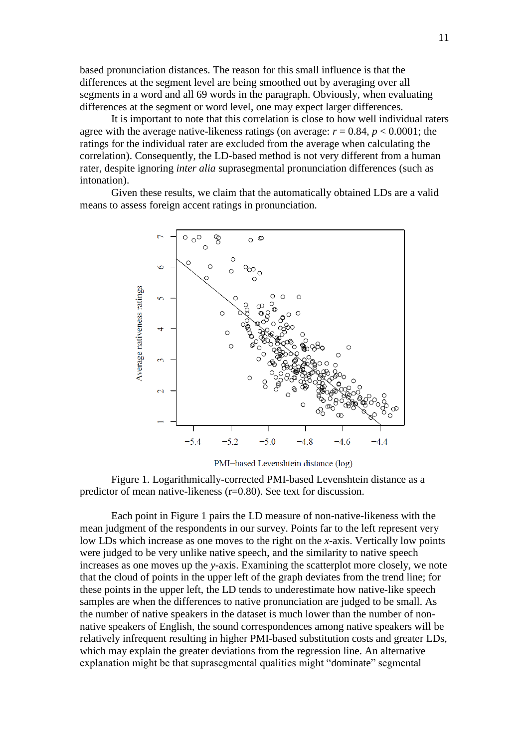based pronunciation distances. The reason for this small influence is that the differences at the segment level are being smoothed out by averaging over all segments in a word and all 69 words in the paragraph. Obviously, when evaluating differences at the segment or word level, one may expect larger differences.

It is important to note that this correlation is close to how well individual raters agree with the average native-likeness ratings (on average: $r = 0.84$, $p < 0.0001$; the ratings for the individual rater are excluded from the average when calculating the correlation). Consequently, the LD-based method is not very different from a human rater, despite ignoring *inter alia* suprasegmental pronunciation differences (such as intonation).

Given these results, we claim that the automatically obtained LDs are a valid means to assess foreign accent ratings in pronunciation.

Figure 1. Logarithmically-corrected PMI-based Levenshtein distance as a predictor of mean native-likeness (r=0.80). See text for discussion.

Each point in Figure 1 pairs the LD measure of non-native-likeness with the mean judgment of the respondents in our survey. Points far to the left represent very low LDs which increase as one moves to the right on the *x*-axis. Vertically low points were judged to be very unlike native speech, and the similarity to native speech increases as one moves up the *y*-axis. Examining the scatterplot more closely, we note that the cloud of points in the upper left of the graph deviates from the trend line; for these points in the upper left, the LD tends to underestimate how native-like speech samples are when the differences to native pronunciation are judged to be small. As the number of native speakers in the dataset is much lower than the number of non-native speakers of English, the sound correspondences among native speakers will be relatively infrequent resulting in higher PMI-based substitution costs and greater LDs, which may explain the greater deviations from the regression line. An alternative explanation might be that suprasegmental qualities might "dominate" segmental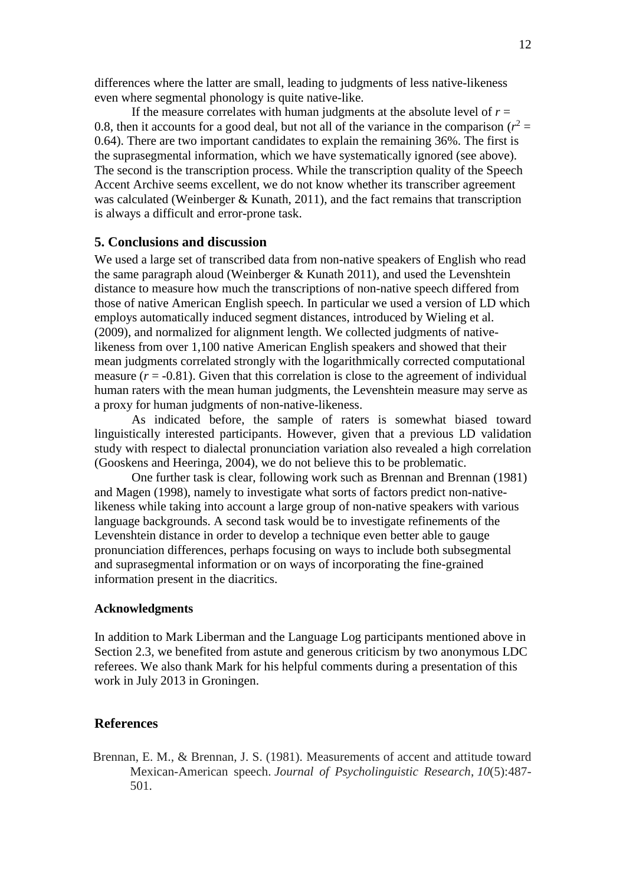differences where the latter are small, leading to judgments of less native-likeness even where segmental phonology is quite native-like.

If the measure correlates with human judgments at the absolute level of $r$ = 0.8, then it accounts for a good deal, but not all of the variance in the comparison ($r^2$ = 0.64). There are two important candidates to explain the remaining 36%. The first is the suprasegmental information, which we have systematically ignored (see above). The second is the transcription process. While the transcription quality of the Speech Accent Archive seems excellent, we do not know whether its transcriber agreement was calculated (Weinberger & Kunath, 2011), and the fact remains that transcription is always a difficult and error-prone task.

## 5. Conclusions and discussion

We used a large set of transcribed data from non-native speakers of English who read the same paragraph aloud (Weinberger & Kunath 2011), and used the Levenshtein distance to measure how much the transcriptions of non-native speech differed from those of native American English speech. In particular we used a version of LD which employs automatically induced segment distances, introduced by Wieling et al. (2009), and normalized for alignment length. We collected judgments of native-likeness from over 1,100 native American English speakers and showed that their mean judgments correlated strongly with the logarithmically corrected computational measure ($r$ = -0.81). Given that this correlation is close to the agreement of individual human raters with the mean human judgments, the Levenshtein measure may serve as a proxy for human judgments of non-native-likeness.

As indicated before, the sample of raters is somewhat biased toward linguistically interested participants. However, given that a previous LD validation study with respect to dialectal pronunciation variation also revealed a high correlation (Gooskens and Heeringa, 2004), we do not believe this to be problematic.

One further task is clear, following work such as Brennan and Brennan (1981) and Magen (1998), namely to investigate what sorts of factors predict non-native-likeness while taking into account a large group of non-native speakers with various language backgrounds. A second task would be to investigate refinements of the Levenshtein distance in order to develop a technique even better able to gauge pronunciation differences, perhaps focusing on ways to include both subsegmental and suprasegmental information or on ways of incorporating the fine-grained information present in the diacritics.

### Acknowledgments

In addition to Mark Liberman and the Language Log participants mentioned above in Section 2.3, we benefited from astute and generous criticism by two anonymous LDC referees. We also thank Mark for his helpful comments during a presentation of this work in July 2013 in Groningen.

## References

Brennan, E. M., & Brennan, J. S. (1981). Measurements of accent and attitude toward Mexican-American speech. *Journal of Psycholinguistic Research*, *10*(5):487-501.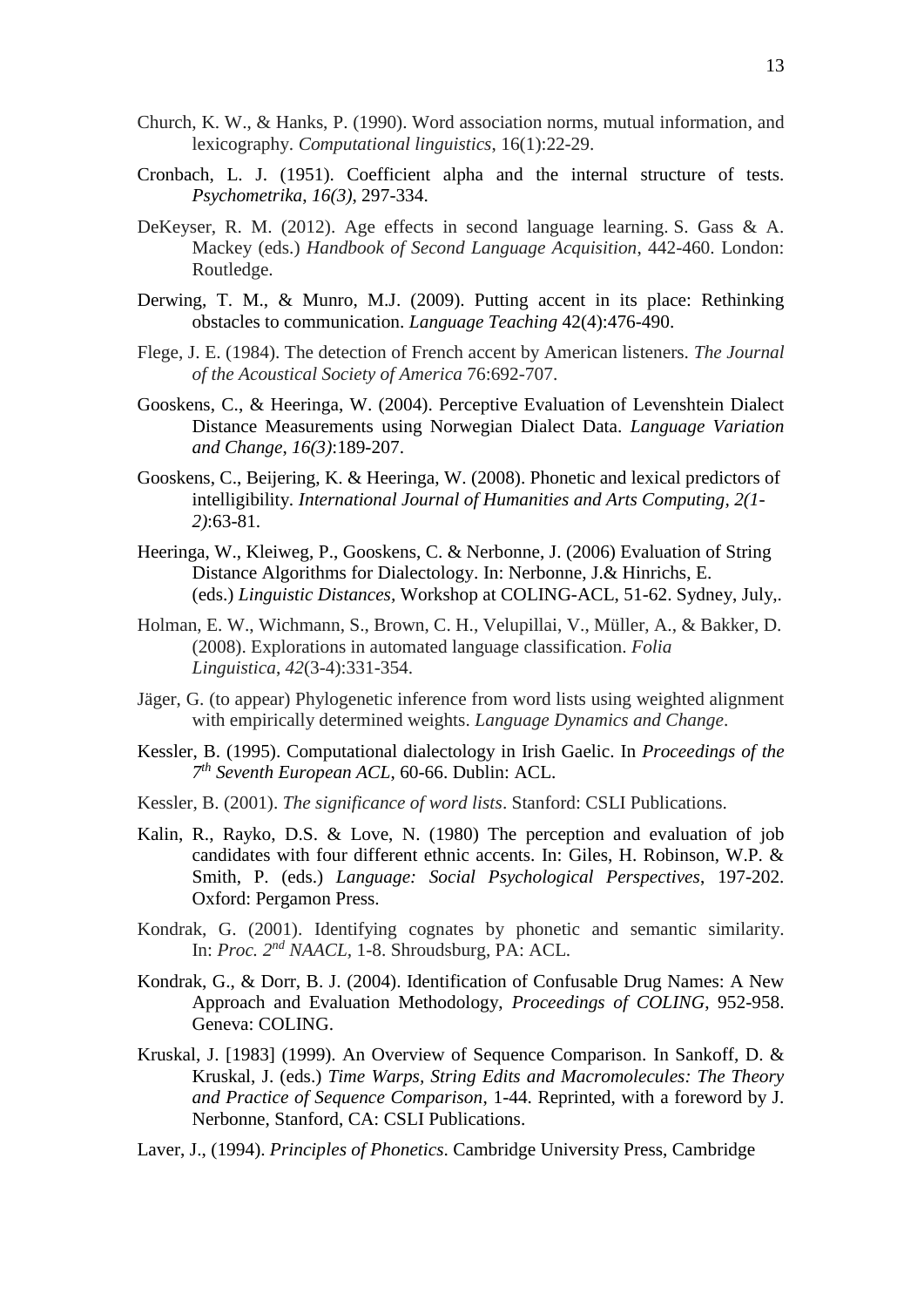Church, K. W., & Hanks, P. (1990). Word association norms, mutual information, and lexicography. *Computational linguistics*, 16(1):22-29.

Cronbach, L. J. (1951). Coefficient alpha and the internal structure of tests. *Psychometrika*, *16(3)*, 297-334.

DeKeyser, R. M. (2012). Age effects in second language learning. S. Gass & A. Mackey (eds.) *Handbook of Second Language Acquisition*, 442-460. London: Routledge.

Derwing, T. M., & Munro, M.J. (2009). Putting accent in its place: Rethinking obstacles to communication. *Language Teaching* 42(4):476-490.

Flege, J. E. (1984). The detection of French accent by American listeners. *The Journal of the Acoustical Society of America* 76:692-707.

Gooskens, C., & Heeringa, W. (2004). Perceptive Evaluation of Levenshtein Dialect Distance Measurements using Norwegian Dialect Data. *Language Variation and Change*, *16(3)*:189-207.

Gooskens, C., Beijering, K. & Heeringa, W. (2008). Phonetic and lexical predictors of intelligibility. *International Journal of Humanities and Arts Computing, 2(1-2)*:63-81.

Heeringa, W., Kleiweg, P., Gooskens, C. & Nerbonne, J. (2006) Evaluation of String Distance Algorithms for Dialectology. In: Nerbonne, J.& Hinrichs, E. (eds.) *Linguistic Distances*, Workshop at COLING-ACL, 51-62. Sydney, July,.

Holman, E. W., Wichmann, S., Brown, C. H., Velupillai, V., Müller, A., & Bakker, D. (2008). Explorations in automated language classification. *Folia Linguistica*, *42*(3-4):331-354.

Jäger, G. (to appear) Phylogenetic inference from word lists using weighted alignment with empirically determined weights. *Language Dynamics and Change*.

Kessler, B. (1995). Computational dialectology in Irish Gaelic. In *Proceedings of the 7th Seventh European ACL*, 60-66. Dublin: ACL.

Kessler, B. (2001). *The significance of word lists*. Stanford: CSLI Publications.

Kalin, R., Rayko, D.S. & Love, N. (1980) The perception and evaluation of job candidates with four different ethnic accents. In: Giles, H. Robinson, W.P. & Smith, P. (eds.) *Language: Social Psychological Perspectives*, 197-202. Oxford: Pergamon Press.

Kondrak, G. (2001). Identifying cognates by phonetic and semantic similarity. In: *Proc. 2nd NAACL*, 1-8. Shroudsburg, PA: ACL.

Kondrak, G., & Dorr, B. J. (2004). Identification of Confusable Drug Names: A New Approach and Evaluation Methodology, *Proceedings of COLING*, 952-958. Geneva: COLING.

Kruskal, J. [1983] (1999). An Overview of Sequence Comparison. In Sankoff, D. & Kruskal, J. (eds.) *Time Warps, String Edits and Macromolecules: The Theory and Practice of Sequence Comparison*, 1-44. Reprinted, with a foreword by J. Nerbonne, Stanford, CA: CSLI Publications.

Laver, J., (1994). *Principles of Phonetics*. Cambridge University Press, Cambridge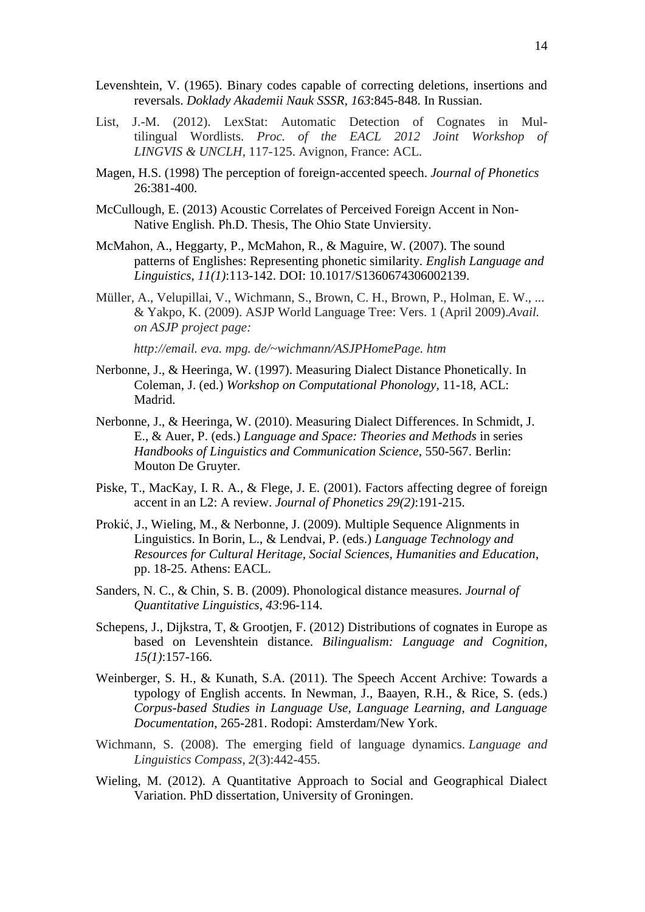Levenshtein, V. (1965). Binary codes capable of correcting deletions, insertions and reversals. *Doklady Akademii Nauk SSSR*, *163*:845-848. In Russian.

List, J.-M. (2012). LexStat: Automatic Detection of Cognates in Multilingual Wordlists. *Proc. of the EACL 2012 Joint Workshop of LINGVIS & UNCLH*, 117-125. Avignon, France: ACL.

Magen, H.S. (1998) The perception of foreign-accented speech. *Journal of Phonetics* 26:381-400.

McCullough, E. (2013) Acoustic Correlates of Perceived Foreign Accent in Non-Native English. Ph.D. Thesis, The Ohio State Unviersity.

McMahon, A., Heggarty, P., McMahon, R., & Maguire, W. (2007). The sound patterns of Englishes: Representing phonetic similarity. *English Language and Linguistics, 11(1)*:113-142. DOI: 10.1017/S1360674306002139.

Müller, A., Velupillai, V., Wichmann, S., Brown, C. H., Brown, P., Holman, E. W., ... & Yakpo, K. (2009). ASJP World Language Tree: Vers. 1 (April 2009).*Avail. on ASJP project page:*

*http://email. eva. mpg. de/~wichmann/ASJPHomePage. htm*

Nerbonne, J., & Heeringa, W. (1997). Measuring Dialect Distance Phonetically. In Coleman, J. (ed.) *Workshop on Computational Phonology*, 11-18, ACL: Madrid.

Nerbonne, J., & Heeringa, W. (2010). Measuring Dialect Differences. In Schmidt, J. E., & Auer, P. (eds.) *Language and Space: Theories and Methods* in series *Handbooks of Linguistics and Communication Science*, 550-567. Berlin: Mouton De Gruyter.

Piske, T., MacKay, I. R. A., & Flege, J. E. (2001). Factors affecting degree of foreign accent in an L2: A review. *Journal of Phonetics 29(2)*:191-215.

Prokić, J., Wieling, M., & Nerbonne, J. (2009). Multiple Sequence Alignments in Linguistics. In Borin, L., & Lendvai, P. (eds.) *Language Technology and Resources for Cultural Heritage, Social Sciences, Humanities and Education*, pp. 18-25. Athens: EACL.

Sanders, N. C., & Chin, S. B. (2009). Phonological distance measures. *Journal of Quantitative Linguistics*, *43*:96-114.

Schepens, J., Dijkstra, T, & Grootjen, F. (2012) Distributions of cognates in Europe as based on Levenshtein distance. *Bilingualism: Language and Cognition*, *15(1)*:157-166.

Weinberger, S. H., & Kunath, S.A. (2011). The Speech Accent Archive: Towards a typology of English accents. In Newman, J., Baayen, R.H., & Rice, S. (eds.) *Corpus-based Studies in Language Use, Language Learning, and Language Documentation*, 265-281. Rodopi: Amsterdam/New York.

Wichmann, S. (2008). The emerging field of language dynamics. *Language and Linguistics Compass*, *2*(3):442-455.

Wieling, M. (2012). A Quantitative Approach to Social and Geographical Dialect Variation. PhD dissertation, University of Groningen.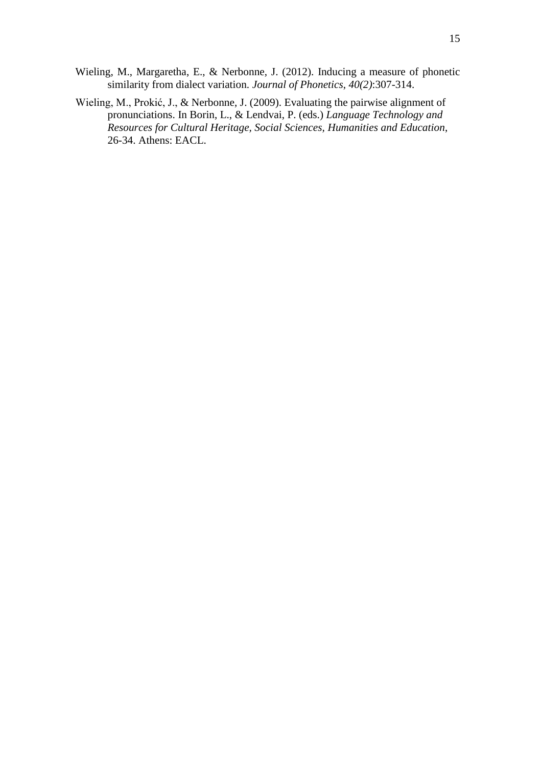Wieling, M., Margaretha, E., & Nerbonne, J. (2012). Inducing a measure of phonetic similarity from dialect variation. *Journal of Phonetics*, *40(2)*:307-314.

Wieling, M., Prokić, J., & Nerbonne, J. (2009). Evaluating the pairwise alignment of pronunciations. In Borin, L., & Lendvai, P. (eds.) *Language Technology and Resources for Cultural Heritage, Social Sciences, Humanities and Education*, 26-34. Athens: EACL.